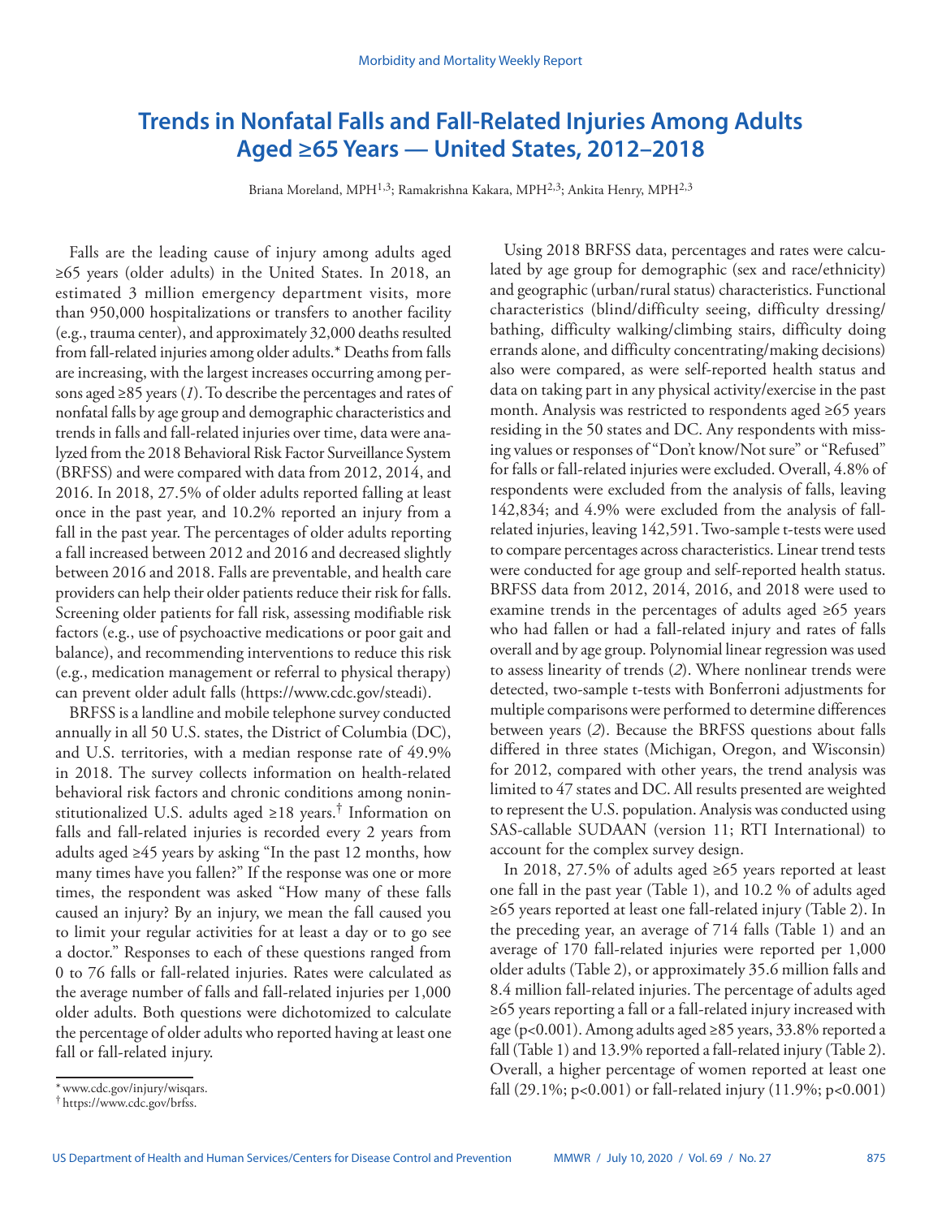# Trends in Nonfatal Falls and Fall-Related Injuries Among Adults Aged ≥65 Years — United States, 2012–2018

Briana Moreland, MPH[1,3]; Ramakrishna Kakara, MPH[2,3]; Ankita Henry, MPH[2,3]

Falls are the leading cause of injury among adults aged ≥65 years (older adults) in the United States. In 2018, an estimated 3 million emergency department visits, more than 950,000 hospitalizations or transfers to another facility (e.g., trauma center), and approximately 32,000 deaths resulted from fall-related injuries among older adults.* Deaths from falls are increasing, with the largest increases occurring among persons aged ≥85 years (*1*). To describe the percentages and rates of nonfatal falls by age group and demographic characteristics and trends in falls and fall-related injuries over time, data were analyzed from the 2018 Behavioral Risk Factor Surveillance System (BRFSS) and were compared with data from 2012, 2014, and 2016. In 2018, 27.5% of older adults reported falling at least once in the past year, and 10.2% reported an injury from a fall in the past year. The percentages of older adults reporting a fall increased between 2012 and 2016 and decreased slightly between 2016 and 2018. Falls are preventable, and health care providers can help their older patients reduce their risk for falls. Screening older patients for fall risk, assessing modifiable risk factors (e.g., use of psychoactive medications or poor gait and balance), and recommending interventions to reduce this risk (e.g., medication management or referral to physical therapy) can prevent older adult falls (https://www.cdc.gov/steadi).

BRFSS is a landline and mobile telephone survey conducted annually in all 50 U.S. states, the District of Columbia (DC), and U.S. territories, with a median response rate of 49.9% in 2018. The survey collects information on health-related behavioral risk factors and chronic conditions among noninstitutionalized U.S. adults aged ≥18 years.[†] Information on falls and fall-related injuries is recorded every 2 years from adults aged ≥45 years by asking "In the past 12 months, how many times have you fallen?" If the response was one or more times, the respondent was asked "How many of these falls caused an injury? By an injury, we mean the fall caused you to limit your regular activities for at least a day or to go see a doctor." Responses to each of these questions ranged from 0 to 76 falls or fall-related injuries. Rates were calculated as the average number of falls and fall-related injuries per 1,000 older adults. Both questions were dichotomized to calculate the percentage of older adults who reported having at least one fall or fall-related injury.

Using 2018 BRFSS data, percentages and rates were calculated by age group for demographic (sex and race/ethnicity) and geographic (urban/rural status) characteristics. Functional characteristics (blind/difficulty seeing, difficulty dressing/bathing, difficulty walking/climbing stairs, difficulty doing errands alone, and difficulty concentrating/making decisions) also were compared, as were self-reported health status and data on taking part in any physical activity/exercise in the past month. Analysis was restricted to respondents aged ≥65 years residing in the 50 states and DC. Any respondents with missing values or responses of "Don't know/Not sure" or "Refused" for falls or fall-related injuries were excluded. Overall, 4.8% of respondents were excluded from the analysis of falls, leaving 142,834; and 4.9% were excluded from the analysis of fall-related injuries, leaving 142,591. Two-sample t-tests were used to compare percentages across characteristics. Linear trend tests were conducted for age group and self-reported health status. BRFSS data from 2012, 2014, 2016, and 2018 were used to examine trends in the percentages of adults aged ≥65 years who had fallen or had a fall-related injury and rates of falls overall and by age group. Polynomial linear regression was used to assess linearity of trends (*2*). Where nonlinear trends were detected, two-sample t-tests with Bonferroni adjustments for multiple comparisons were performed to determine differences between years (*2*). Because the BRFSS questions about falls differed in three states (Michigan, Oregon, and Wisconsin) for 2012, compared with other years, the trend analysis was limited to 47 states and DC. All results presented are weighted to represent the U.S. population. Analysis was conducted using SAS-callable SUDAAN (version 11; RTI International) to account for the complex survey design.

In 2018, 27.5% of adults aged ≥65 years reported at least one fall in the past year (Table 1), and 10.2 % of adults aged ≥65 years reported at least one fall-related injury (Table 2). In the preceding year, an average of 714 falls (Table 1) and an average of 170 fall-related injuries were reported per 1,000 older adults (Table 2), or approximately 35.6 million falls and 8.4 million fall-related injuries. The percentage of adults aged ≥65 years reporting a fall or a fall-related injury increased with age ($p<0.001$). Among adults aged ≥85 years, 33.8% reported a fall (Table 1) and 13.9% reported a fall-related injury (Table 2). Overall, a higher percentage of women reported at least one fall (29.1%; $p<0.001$) or fall-related injury (11.9%; $p<0.001$)

\* www.cdc.gov/injury/wisqars.

† https://www.cdc.gov/brfss.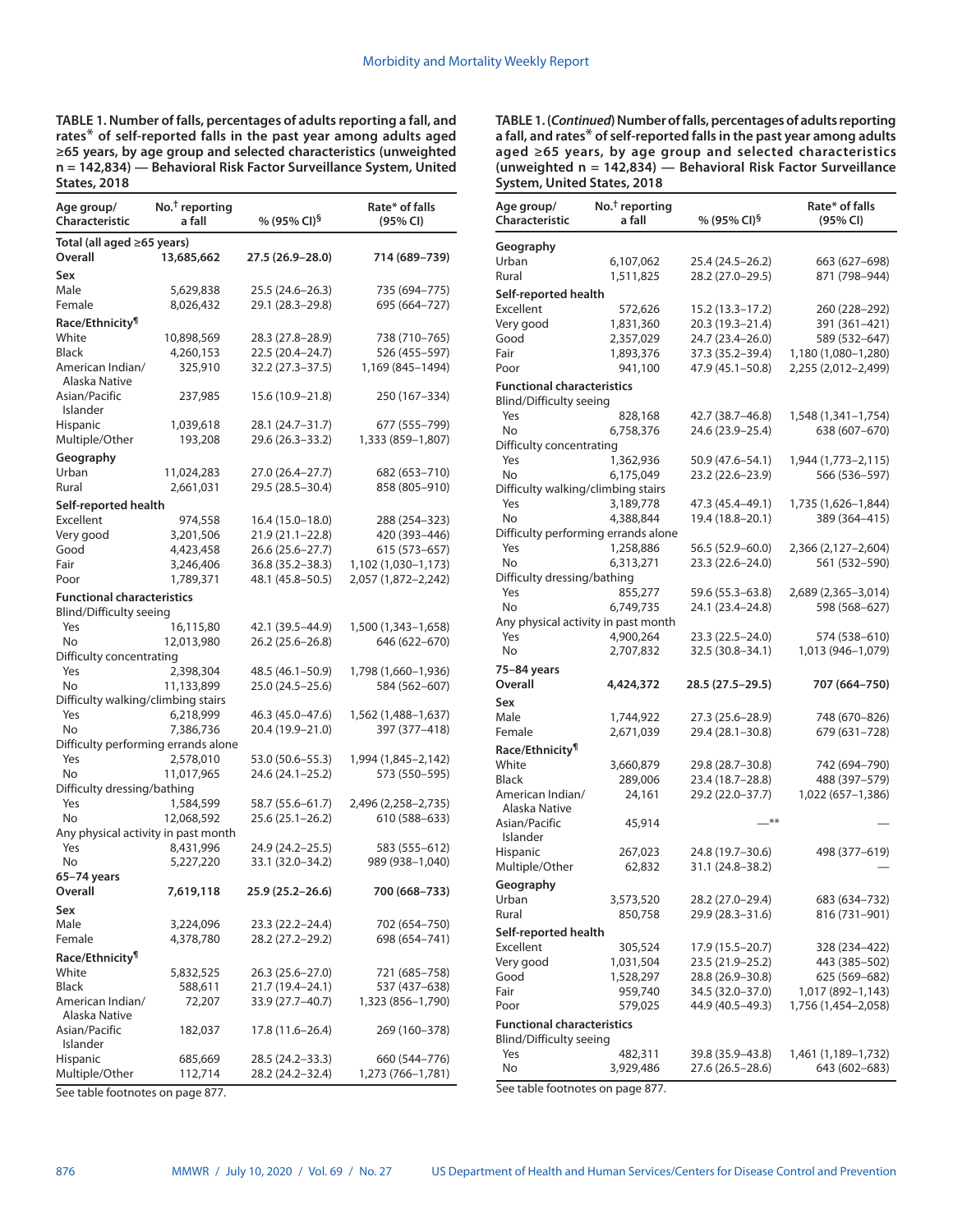**TABLE 1. Number of falls, percentages of adults reporting a fall, and rates* of self-reported falls in the past year among adults aged ≥65 years, by age group and selected characteristics (unweighted n = 142,834) — Behavioral Risk Factor Surveillance System, United States, 2018**

| Age group/ Characteristic | No.[†] reporting a fall | % (95% CI)[§] | Rate* of falls (95% CI) |
|---|---|---|---|
| **Total (all aged ≥65 years)** | | | |
| **Overall** | **13,685,662** | **27.5 (26.9–28.0)** | **714 (689–739)** |
| **Sex** | | | |
| Male | 5,629,838 | 25.5 (24.6–26.3) | 735 (694–775) |
| Female | 8,026,432 | 29.1 (28.3–29.8) | 695 (664–727) |
| **Race/Ethnicity[¶]** | | | |
| White | 10,898,569 | 28.3 (27.8–28.9) | 738 (710–765) |
| Black | 4,260,153 | 22.5 (20.4–24.7) | 526 (455–597) |
| American Indian/ Alaska Native | 325,910 | 32.2 (27.3–37.5) | 1,169 (845–1494) |
| Asian/Pacific Islander | 237,985 | 15.6 (10.9–21.8) | 250 (167–334) |
| Hispanic | 1,039,618 | 28.1 (24.7–31.7) | 677 (555–799) |
| Multiple/Other | 193,208 | 29.6 (26.3–33.2) | 1,333 (859–1,807) |
| **Geography** | | | |
| Urban | 11,024,283 | 27.0 (26.4–27.7) | 682 (653–710) |
| Rural | 2,661,031 | 29.5 (28.5–30.4) | 858 (805–910) |
| **Self-reported health** | | | |
| Excellent | 974,558 | 16.4 (15.0–18.0) | 288 (254–323) |
| Very good | 3,201,506 | 21.9 (21.1–22.8) | 420 (393–446) |
| Good | 4,423,458 | 26.6 (25.6–27.7) | 615 (573–657) |
| Fair | 3,246,406 | 36.8 (35.2–38.3) | 1,102 (1,030–1,173) |
| Poor | 1,789,371 | 48.1 (45.8–50.5) | 2,057 (1,872–2,242) |
| **Functional characteristics** | | | |
| Blind/Difficulty seeing | | | |
| Yes | 16,115,80 | 42.1 (39.5–44.9) | 1,500 (1,343–1,658) |
| No | 12,013,980 | 26.2 (25.6–26.8) | 646 (622–670) |
| Difficulty concentrating | | | |
| Yes | 2,398,304 | 48.5 (46.1–50.9) | 1,798 (1,660–1,936) |
| No | 11,133,899 | 25.0 (24.5–25.6) | 584 (562–607) |
| Difficulty walking/climbing stairs | | | |
| Yes | 6,218,999 | 46.3 (45.0–47.6) | 1,562 (1,488–1,637) |
| No | 7,386,736 | 20.4 (19.9–21.0) | 397 (377–418) |
| Difficulty performing errands alone | | | |
| Yes | 2,578,010 | 53.0 (50.6–55.3) | 1,994 (1,845–2,142) |
| No | 11,017,965 | 24.6 (24.1–25.2) | 573 (550–595) |
| Difficulty dressing/bathing | | | |
| Yes | 1,584,599 | 58.7 (55.6–61.7) | 2,496 (2,258–2,735) |
| No | 12,068,592 | 25.6 (25.1–26.2) | 610 (588–633) |
| Any physical activity in past month | | | |
| Yes | 8,431,996 | 24.9 (24.2–25.5) | 583 (555–612) |
| No | 5,227,220 | 33.1 (32.0–34.2) | 989 (938–1,040) |
| **65–74 years** | | | |
| **Overall** | **7,619,118** | **25.9 (25.2–26.6)** | **700 (668–733)** |
| **Sex** | | | |
| Male | 3,224,096 | 23.3 (22.2–24.4) | 702 (654–750) |
| Female | 4,378,780 | 28.2 (27.2–29.2) | 698 (654–741) |
| **Race/Ethnicity[¶]** | | | |
| White | 5,832,525 | 26.3 (25.6–27.0) | 721 (685–758) |
| Black | 588,611 | 21.7 (19.4–24.1) | 537 (437–638) |
| American Indian/ Alaska Native | 72,207 | 33.9 (27.7–40.7) | 1,323 (856–1,790) |
| Asian/Pacific Islander | 182,037 | 17.8 (11.6–26.4) | 269 (160–378) |
| Hispanic | 685,669 | 28.5 (24.2–33.3) | 660 (544–776) |
| Multiple/Other | 112,714 | 28.2 (24.2–32.4) | 1,273 (766–1,781) |
| **Geography** | | | |
| Urban | 6,107,062 | 25.4 (24.5–26.2) | 663 (627–698) |
| Rural | 1,511,825 | 28.2 (27.0–29.5) | 871 (798–944) |
| **Self-reported health** | | | |
| Excellent | 572,626 | 15.2 (13.3–17.2) | 260 (228–292) |
| Very good | 1,831,360 | 20.3 (19.3–21.4) | 391 (361–421) |
| Good | 2,357,029 | 24.7 (23.4–26.0) | 589 (532–647) |
| Fair | 1,893,376 | 37.3 (35.2–39.4) | 1,180 (1,080–1,280) |
| Poor | 941,100 | 47.9 (45.1–50.8) | 2,255 (2,012–2,499) |
| **Functional characteristics** | | | |
| Blind/Difficulty seeing | | | |
| Yes | 828,168 | 42.7 (38.7–46.8) | 1,548 (1,341–1,754) |
| No | 6,758,376 | 24.6 (23.9–25.4) | 638 (607–670) |
| Difficulty concentrating | | | |
| Yes | 1,362,936 | 50.9 (47.6–54.1) | 1,944 (1,773–2,115) |
| No | 6,175,049 | 23.2 (22.6–23.9) | 566 (536–597) |
| Difficulty walking/climbing stairs | | | |
| Yes | 3,189,778 | 47.3 (45.4–49.1) | 1,735 (1,626–1,844) |
| No | 4,388,844 | 19.4 (18.8–20.1) | 389 (364–415) |
| Difficulty performing errands alone | | | |
| Yes | 1,258,886 | 56.5 (52.9–60.0) | 2,366 (2,127–2,604) |
| No | 6,313,271 | 23.3 (22.6–24.0) | 561 (532–590) |
| Difficulty dressing/bathing | | | |
| Yes | 855,277 | 59.6 (55.3–63.8) | 2,689 (2,365–3,014) |
| No | 6,749,735 | 24.1 (23.4–24.8) | 598 (568–627) |
| Any physical activity in past month | | | |
| Yes | 4,900,264 | 23.3 (22.5–24.0) | 574 (538–610) |
| No | 2,707,832 | 32.5 (30.8–34.1) | 1,013 (946–1,079) |
| **75–84 years** | | | |
| **Overall** | **4,424,372** | **28.5 (27.5–29.5)** | **707 (664–750)** |
| **Sex** | | | |
| Male | 1,744,922 | 27.3 (25.6–28.9) | 748 (670–826) |
| Female | 2,671,039 | 29.4 (28.1–30.8) | 679 (631–728) |
| **Race/Ethnicity[¶]** | | | |
| White | 3,660,879 | 29.8 (28.7–30.8) | 742 (694–790) |
| Black | 289,006 | 23.4 (18.7–28.8) | 488 (397–579) |
| American Indian/ Alaska Native | 24,161 | 29.2 (22.0–37.7) | 1,022 (657–1,386) |
| Asian/Pacific Islander | 45,914 | —** | — |
| Hispanic | 267,023 | 24.8 (19.7–30.6) | 498 (377–619) |
| Multiple/Other | 62,832 | 31.1 (24.8–38.2) | — |
| **Geography** | | | |
| Urban | 3,573,520 | 28.2 (27.0–29.4) | 683 (634–732) |
| Rural | 850,758 | 29.9 (28.3–31.6) | 816 (731–901) |
| **Self-reported health** | | | |
| Excellent | 305,524 | 17.9 (15.5–20.7) | 328 (234–422) |
| Very good | 1,031,504 | 23.5 (21.9–25.2) | 443 (385–502) |
| Good | 1,528,297 | 28.8 (26.9–30.8) | 625 (569–682) |
| Fair | 959,740 | 34.5 (32.0–37.0) | 1,017 (892–1,143) |
| Poor | 579,025 | 44.9 (40.5–49.3) | 1,756 (1,454–2,058) |
| **Functional characteristics** | | | |
| Blind/Difficulty seeing | | | |
| Yes | 482,311 | 39.8 (35.9–43.8) | 1,461 (1,189–1,732) |
| No | 3,929,486 | 27.6 (26.5–28.6) | 643 (602–683) |

See table footnotes on page 877.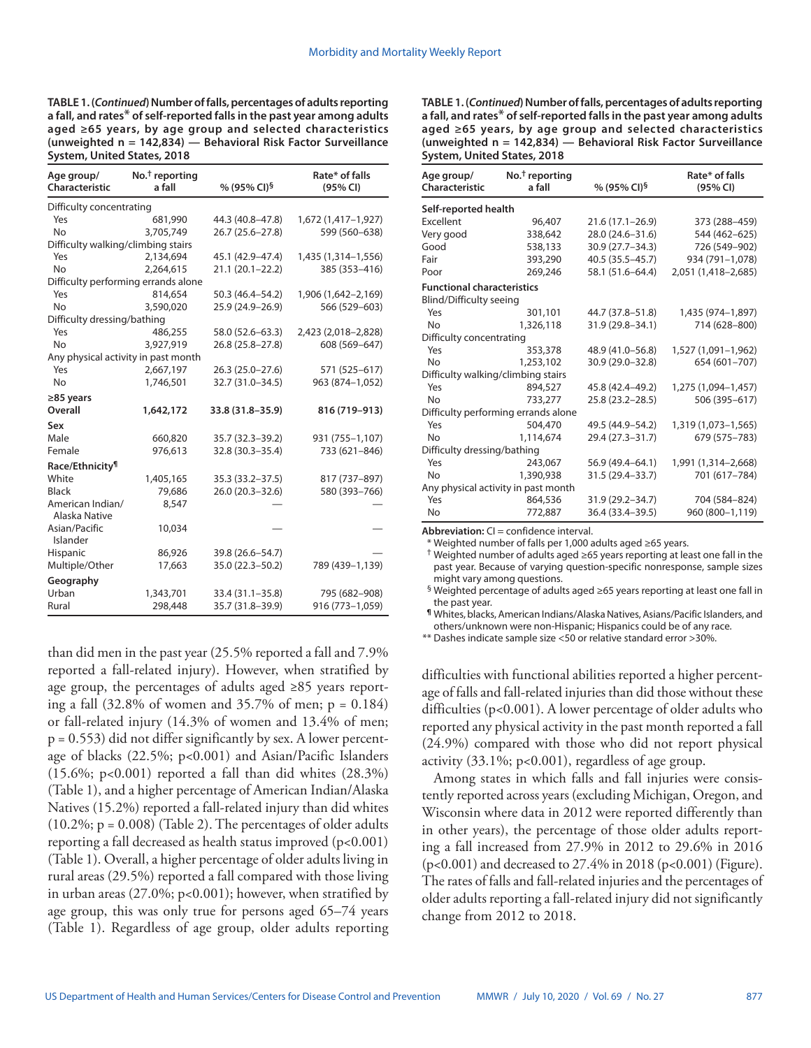**TABLE 1. (*Continued*) Number of falls, percentages of adults reporting a fall, and rates* of self-reported falls in the past year among adults aged ≥65 years, by age group and selected characteristics (unweighted n = 142,834) — Behavioral Risk Factor Surveillance System, United States, 2018**

| Age group/ Characteristic | No.† reporting a fall | % (95% CI)§ | Rate* of falls (95% CI) |
|---|---|---|---|
| Difficulty concentrating | | | |
| Yes | 681,990 | 44.3 (40.8–47.8) | 1,672 (1,417–1,927) |
| No | 3,705,749 | 26.7 (25.6–27.8) | 599 (560–638) |
| Difficulty walking/climbing stairs | | | |
| Yes | 2,134,694 | 45.1 (42.9–47.4) | 1,435 (1,314–1,556) |
| No | 2,264,615 | 21.1 (20.1–22.2) | 385 (353–416) |
| Difficulty performing errands alone | | | |
| Yes | 814,654 | 50.3 (46.4–54.2) | 1,906 (1,642–2,169) |
| No | 3,590,020 | 25.9 (24.9–26.9) | 566 (529–603) |
| Difficulty dressing/bathing | | | |
| Yes | 486,255 | 58.0 (52.6–63.3) | 2,423 (2,018–2,828) |
| No | 3,927,919 | 26.8 (25.8–27.8) | 608 (569–647) |
| Any physical activity in past month | | | |
| Yes | 2,667,197 | 26.3 (25.0–27.6) | 571 (525–617) |
| No | 1,746,501 | 32.7 (31.0–34.5) | 963 (874–1,052) |
| **≥85 years** | | | |
| **Overall** | **1,642,172** | **33.8 (31.8–35.9)** | **816 (719–913)** |
| **Sex** | | | |
| Male | 660,820 | 35.7 (32.3–39.2) | 931 (755–1,107) |
| Female | 976,613 | 32.8 (30.3–35.4) | 733 (621–846) |
| **Race/Ethnicity¶** | | | |
| White | 1,405,165 | 35.3 (33.2–37.5) | 817 (737–897) |
| Black | 79,686 | 26.0 (20.3–32.6) | 580 (393–766) |
| American Indian/ Alaska Native | 8,547 | — | — |
| Asian/Pacific Islander | 10,034 | — | — |
| Hispanic | 86,926 | 39.8 (26.6–54.7) | — |
| Multiple/Other | 17,663 | 35.0 (22.3–50.2) | 789 (439–1,139) |
| **Geography** | | | |
| Urban | 1,343,701 | 33.4 (31.1–35.8) | 795 (682–908) |
| Rural | 298,448 | 35.7 (31.8–39.9) | 916 (773–1,059) |
| **Self-reported health** | | | |
| Excellent | 96,407 | 21.6 (17.1–26.9) | 373 (288–459) |
| Very good | 338,642 | 28.0 (24.6–31.6) | 544 (462–625) |
| Good | 538,133 | 30.9 (27.7–34.3) | 726 (549–902) |
| Fair | 393,290 | 40.5 (35.5–45.7) | 934 (791–1,078) |
| Poor | 269,246 | 58.1 (51.6–64.4) | 2,051 (1,418–2,685) |
| **Functional characteristics** | | | |
| Blind/Difficulty seeing | | | |
| Yes | 301,101 | 44.7 (37.8–51.8) | 1,435 (974–1,897) |
| No | 1,326,118 | 31.9 (29.8–34.1) | 714 (628–800) |
| Difficulty concentrating | | | |
| Yes | 353,378 | 48.9 (41.0–56.8) | 1,527 (1,091–1,962) |
| No | 1,253,102 | 30.9 (29.0–32.8) | 654 (601–707) |
| Difficulty walking/climbing stairs | | | |
| Yes | 894,527 | 45.8 (42.4–49.2) | 1,275 (1,094–1,457) |
| No | 733,277 | 25.8 (23.2–28.5) | 506 (395–617) |
| Difficulty performing errands alone | | | |
| Yes | 504,470 | 49.5 (44.9–54.2) | 1,319 (1,073–1,565) |
| No | 1,114,674 | 29.4 (27.3–31.7) | 679 (575–783) |
| Difficulty dressing/bathing | | | |
| Yes | 243,067 | 56.9 (49.4–64.1) | 1,991 (1,314–2,668) |
| No | 1,390,938 | 31.5 (29.4–33.7) | 701 (617–784) |
| Any physical activity in past month | | | |
| Yes | 864,536 | 31.9 (29.2–34.7) | 704 (584–824) |
| No | 772,887 | 36.4 (33.4–39.5) | 960 (800–1,119) |

**Abbreviation:** CI = confidence interval.
\* Weighted number of falls per 1,000 adults aged ≥65 years.
† Weighted number of adults aged ≥65 years reporting at least one fall in the past year. Because of varying question-specific nonresponse, sample sizes might vary among questions.
§ Weighted percentage of adults aged ≥65 years reporting at least one fall in the past year.
¶ Whites, blacks, American Indians/Alaska Natives, Asians/Pacific Islanders, and others/unknown were non-Hispanic; Hispanics could be of any race.
\*\* Dashes indicate sample size <50 or relative standard error >30%.

than did men in the past year (25.5% reported a fall and 7.9% reported a fall-related injury). However, when stratified by age group, the percentages of adults aged ≥85 years reporting a fall (32.8% of women and 35.7% of men; p = 0.184) or fall-related injury (14.3% of women and 13.4% of men; p = 0.553) did not differ significantly by sex. A lower percentage of blacks (22.5%; p<0.001) and Asian/Pacific Islanders (15.6%; p<0.001) reported a fall than did whites (28.3%) (Table 1), and a higher percentage of American Indian/Alaska Natives (15.2%) reported a fall-related injury than did whites (10.2%; p = 0.008) (Table 2). The percentages of older adults reporting a fall decreased as health status improved (p<0.001) (Table 1). Overall, a higher percentage of older adults living in rural areas (29.5%) reported a fall compared with those living in urban areas (27.0%; p<0.001); however, when stratified by age group, this was only true for persons aged 65–74 years (Table 1). Regardless of age group, older adults reporting difficulties with functional abilities reported a higher percentage of falls and fall-related injuries than did those without these difficulties (p<0.001). A lower percentage of older adults who reported any physical activity in the past month reported a fall (24.9%) compared with those who did not report physical activity (33.1%; p<0.001), regardless of age group.

Among states in which falls and fall injuries were consistently reported across years (excluding Michigan, Oregon, and Wisconsin where data in 2012 were reported differently than in other years), the percentage of those older adults reporting a fall increased from 27.9% in 2012 to 29.6% in 2016 (p<0.001) and decreased to 27.4% in 2018 (p<0.001) (Figure). The rates of falls and fall-related injuries and the percentages of older adults reporting a fall-related injury did not significantly change from 2012 to 2018.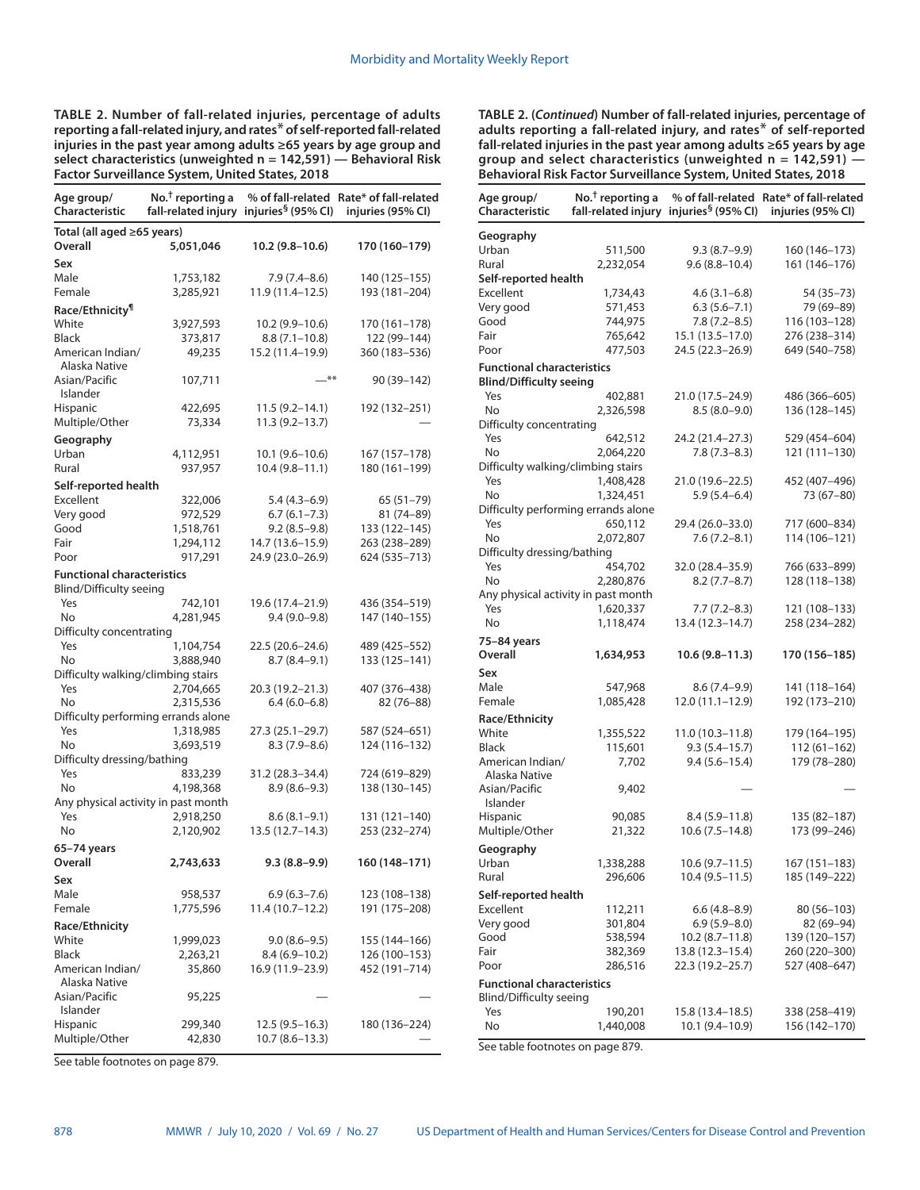**TABLE 2. Number of fall-related injuries, percentage of adults reporting a fall-related injury, and rates* of self-reported fall-related injuries in the past year among adults ≥65 years by age group and select characteristics (unweighted n = 142,591) — Behavioral Risk Factor Surveillance System, United States, 2018**

| Age group/ Characteristic | No.[†] reporting a fall-related injury | % of fall-related injuries[§] (95% CI) | Rate* of fall-related injuries (95% CI) |
|---|---|---|---|
| **Total (all aged ≥65 years)** | | | |
| **Overall** | **5,051,046** | **10.2 (9.8–10.6)** | **170 (160–179)** |
| **Sex** | | | |
| Male | 1,753,182 | 7.9 (7.4–8.6) | 140 (125–155) |
| Female | 3,285,921 | 11.9 (11.4–12.5) | 193 (181–204) |
| **Race/Ethnicity**[¶] | | | |
| White | 3,927,593 | 10.2 (9.9–10.6) | 170 (161–178) |
| Black | 373,817 | 8.8 (7.1–10.8) | 122 (99–144) |
| American Indian/ Alaska Native | 49,235 | 15.2 (11.4–19.9) | 360 (183–536) |
| Asian/Pacific Islander | 107,711 | —** | 90 (39–142) |
| Hispanic | 422,695 | 11.5 (9.2–14.1) | 192 (132–251) |
| Multiple/Other | 73,334 | 11.3 (9.2–13.7) | — |
| **Geography** | | | |
| Urban | 4,112,951 | 10.1 (9.6–10.6) | 167 (157–178) |
| Rural | 937,957 | 10.4 (9.8–11.1) | 180 (161–199) |
| **Self-reported health** | | | |
| Excellent | 322,006 | 5.4 (4.3–6.9) | 65 (51–79) |
| Very good | 972,529 | 6.7 (6.1–7.3) | 81 (74–89) |
| Good | 1,518,761 | 9.2 (8.5–9.8) | 133 (122–145) |
| Fair | 1,294,112 | 14.7 (13.6–15.9) | 263 (238–289) |
| Poor | 917,291 | 24.9 (23.0–26.9) | 624 (535–713) |
| **Functional characteristics** | | | |
| Blind/Difficulty seeing | | | |
| Yes | 742,101 | 19.6 (17.4–21.9) | 436 (354–519) |
| No | 4,281,945 | 9.4 (9.0–9.8) | 147 (140–155) |
| Difficulty concentrating | | | |
| Yes | 1,104,754 | 22.5 (20.6–24.6) | 489 (425–552) |
| No | 3,888,940 | 8.7 (8.4–9.1) | 133 (125–141) |
| Difficulty walking/climbing stairs | | | |
| Yes | 2,704,665 | 20.3 (19.2–21.3) | 407 (376–438) |
| No | 2,315,536 | 6.4 (6.0–6.8) | 82 (76–88) |
| Difficulty performing errands alone | | | |
| Yes | 1,318,985 | 27.3 (25.1–29.7) | 587 (524–651) |
| No | 3,693,519 | 8.3 (7.9–8.6) | 124 (116–132) |
| Difficulty dressing/bathing | | | |
| Yes | 833,239 | 31.2 (28.3–34.4) | 724 (619–829) |
| No | 4,198,368 | 8.9 (8.6–9.3) | 138 (130–145) |
| Any physical activity in past month | | | |
| Yes | 2,918,250 | 8.6 (8.1–9.1) | 131 (121–140) |
| No | 2,120,902 | 13.5 (12.7–14.3) | 253 (232–274) |
| **65–74 years** | | | |
| **Overall** | **2,743,633** | **9.3 (8.8–9.9)** | **160 (148–171)** |
| **Sex** | | | |
| Male | 958,537 | 6.9 (6.3–7.6) | 123 (108–138) |
| Female | 1,775,596 | 11.4 (10.7–12.2) | 191 (175–208) |
| **Race/Ethnicity** | | | |
| White | 1,999,023 | 9.0 (8.6–9.5) | 155 (144–166) |
| Black | 2,263,21 | 8.4 (6.9–10.2) | 126 (100–153) |
| American Indian/ Alaska Native | 35,860 | 16.9 (11.9–23.9) | 452 (191–714) |
| Asian/Pacific Islander | 95,225 | — | — |
| Hispanic | 299,340 | 12.5 (9.5–16.3) | 180 (136–224) |
| Multiple/Other | 42,830 | 10.7 (8.6–13.3) | — |
| **Geography** | | | |
| Urban | 511,500 | 9.3 (8.7–9.9) | 160 (146–173) |
| Rural | 2,232,054 | 9.6 (8.8–10.4) | 161 (146–176) |
| **Self-reported health** | | | |
| Excellent | 1,734,43 | 4.6 (3.1–6.8) | 54 (35–73) |
| Very good | 571,453 | 6.3 (5.6–7.1) | 79 (69–89) |
| Good | 744,975 | 7.8 (7.2–8.5) | 116 (103–128) |
| Fair | 765,642 | 15.1 (13.5–17.0) | 276 (238–314) |
| Poor | 477,503 | 24.5 (22.3–26.9) | 649 (540–758) |
| **Functional characteristics** | | | |
| **Blind/Difficulty seeing** | | | |
| Yes | 402,881 | 21.0 (17.5–24.9) | 486 (366–605) |
| No | 2,326,598 | 8.5 (8.0–9.0) | 136 (128–145) |
| Difficulty concentrating | | | |
| Yes | 642,512 | 24.2 (21.4–27.3) | 529 (454–604) |
| No | 2,064,220 | 7.8 (7.3–8.3) | 121 (111–130) |
| Difficulty walking/climbing stairs | | | |
| Yes | 1,408,428 | 21.0 (19.6–22.5) | 452 (407–496) |
| No | 1,324,451 | 5.9 (5.4–6.4) | 73 (67–80) |
| Difficulty performing errands alone | | | |
| Yes | 650,112 | 29.4 (26.0–33.0) | 717 (600–834) |
| No | 2,072,807 | 7.6 (7.2–8.1) | 114 (106–121) |
| Difficulty dressing/bathing | | | |
| Yes | 454,702 | 32.0 (28.4–35.9) | 766 (633–899) |
| No | 2,280,876 | 8.2 (7.7–8.7) | 128 (118–138) |
| Any physical activity in past month | | | |
| Yes | 1,620,337 | 7.7 (7.2–8.3) | 121 (108–133) |
| No | 1,118,474 | 13.4 (12.3–14.7) | 258 (234–282) |
| **75–84 years** | | | |
| **Overall** | **1,634,953** | **10.6 (9.8–11.3)** | **170 (156–185)** |
| **Sex** | | | |
| Male | 547,968 | 8.6 (7.4–9.9) | 141 (118–164) |
| Female | 1,085,428 | 12.0 (11.1–12.9) | 192 (173–210) |
| **Race/Ethnicity** | | | |
| White | 1,355,522 | 11.0 (10.3–11.8) | 179 (164–195) |
| Black | 115,601 | 9.3 (5.4–15.7) | 112 (61–162) |
| American Indian/ Alaska Native | 7,702 | 9.4 (5.6–15.4) | 179 (78–280) |
| Asian/Pacific Islander | 9,402 | — | — |
| Hispanic | 90,085 | 8.4 (5.9–11.8) | 135 (82–187) |
| Multiple/Other | 21,322 | 10.6 (7.5–14.8) | 173 (99–246) |
| **Geography** | | | |
| Urban | 1,338,288 | 10.6 (9.7–11.5) | 167 (151–183) |
| Rural | 296,606 | 10.4 (9.5–11.5) | 185 (149–222) |
| **Self-reported health** | | | |
| Excellent | 112,211 | 6.6 (4.8–8.9) | 80 (56–103) |
| Very good | 301,804 | 6.9 (5.9–8.0) | 82 (69–94) |
| Good | 538,594 | 10.2 (8.7–11.8) | 139 (120–157) |
| Fair | 382,369 | 13.8 (12.3–15.4) | 260 (220–300) |
| Poor | 286,516 | 22.3 (19.2–25.7) | 527 (408–647) |
| **Functional characteristics** | | | |
| Blind/Difficulty seeing | | | |
| Yes | 190,201 | 15.8 (13.4–18.5) | 338 (258–419) |
| No | 1,440,008 | 10.1 (9.4–10.9) | 156 (142–170) |

See table footnotes on page 879.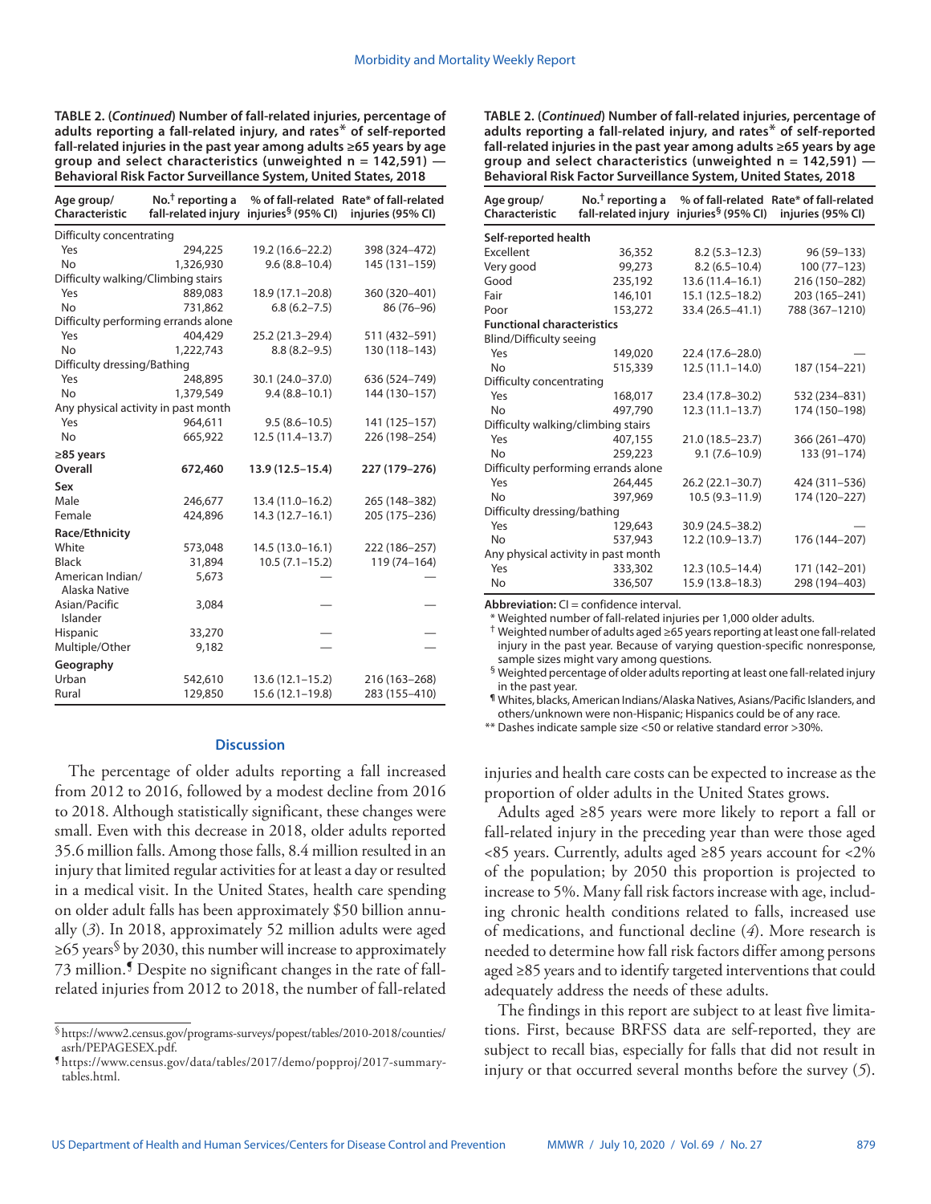**TABLE 2. (*Continued*) Number of fall-related injuries, percentage of adults reporting a fall-related injury, and rates* of self-reported fall-related injuries in the past year among adults ≥65 years by age group and select characteristics (unweighted n = 142,591) — Behavioral Risk Factor Surveillance System, United States, 2018**

| Age group/ Characteristic | No.[†] reporting a fall-related injury | % of fall-related injuries[§] (95% CI) | Rate* of fall-related injuries (95% CI) |
|---|---|---|---|
| Difficulty concentrating | | | |
| Yes | 294,225 | 19.2 (16.6–22.2) | 398 (324–472) |
| No | 1,326,930 | 9.6 (8.8–10.4) | 145 (131–159) |
| Difficulty walking/Climbing stairs | | | |
| Yes | 889,083 | 18.9 (17.1–20.8) | 360 (320–401) |
| No | 731,862 | 6.8 (6.2–7.5) | 86 (76–96) |
| Difficulty performing errands alone | | | |
| Yes | 404,429 | 25.2 (21.3–29.4) | 511 (432–591) |
| No | 1,222,743 | 8.8 (8.2–9.5) | 130 (118–143) |
| Difficulty dressing/Bathing | | | |
| Yes | 248,895 | 30.1 (24.0–37.0) | 636 (524–749) |
| No | 1,379,549 | 9.4 (8.8–10.1) | 144 (130–157) |
| Any physical activity in past month | | | |
| Yes | 964,611 | 9.5 (8.6–10.5) | 141 (125–157) |
| No | 665,922 | 12.5 (11.4–13.7) | 226 (198–254) |
| **≥85 years** | | | |
| **Overall** | **672,460** | **13.9 (12.5–15.4)** | **227 (179–276)** |
| **Sex** | | | |
| Male | 246,677 | 13.4 (11.0–16.2) | 265 (148–382) |
| Female | 424,896 | 14.3 (12.7–16.1) | 205 (175–236) |
| **Race/Ethnicity** | | | |
| White | 573,048 | 14.5 (13.0–16.1) | 222 (186–257) |
| Black | 31,894 | 10.5 (7.1–15.2) | 119 (74–164) |
| American Indian/ Alaska Native | 5,673 | — | — |
| Asian/Pacific Islander | 3,084 | — | — |
| Hispanic | 33,270 | — | — |
| Multiple/Other | 9,182 | — | — |
| **Geography** | | | |
| Urban | 542,610 | 13.6 (12.1–15.2) | 216 (163–268) |
| Rural | 129,850 | 15.6 (12.1–19.8) | 283 (155–410) |
| **Self-reported health** | | | |
| Excellent | 36,352 | 8.2 (5.3–12.3) | 96 (59–133) |
| Very good | 99,273 | 8.2 (6.5–10.4) | 100 (77–123) |
| Good | 235,192 | 13.6 (11.4–16.1) | 216 (150–282) |
| Fair | 146,101 | 15.1 (12.5–18.2) | 203 (165–241) |
| Poor | 153,272 | 33.4 (26.5–41.1) | 788 (367–1210) |
| **Functional characteristics** | | | |
| Blind/Difficulty seeing | | | |
| Yes | 149,020 | 22.4 (17.6–28.0) | — |
| No | 515,339 | 12.5 (11.1–14.0) | 187 (154–221) |
| Difficulty concentrating | | | |
| Yes | 168,017 | 23.4 (17.8–30.2) | 532 (234–831) |
| No | 497,790 | 12.3 (11.1–13.7) | 174 (150–198) |
| Difficulty walking/climbing stairs | | | |
| Yes | 407,155 | 21.0 (18.5–23.7) | 366 (261–470) |
| No | 259,223 | 9.1 (7.6–10.9) | 133 (91–174) |
| Difficulty performing errands alone | | | |
| Yes | 264,445 | 26.2 (22.1–30.7) | 424 (311–536) |
| No | 397,969 | 10.5 (9.3–11.9) | 174 (120–227) |
| Difficulty dressing/bathing | | | |
| Yes | 129,643 | 30.9 (24.5–38.2) | — |
| No | 537,943 | 12.2 (10.9–13.7) | 176 (144–207) |
| Any physical activity in past month | | | |
| Yes | 333,302 | 12.3 (10.5–14.4) | 171 (142–201) |
| No | 336,507 | 15.9 (13.8–18.3) | 298 (194–403) |

**Abbreviation:** CI = confidence interval.
* Weighted number of fall-related injuries per 1,000 older adults.
† Weighted number of adults aged ≥65 years reporting at least one fall-related injury in the past year. Because of varying question-specific nonresponse, sample sizes might vary among questions.
§ Weighted percentage of older adults reporting at least one fall-related injury in the past year.
¶ Whites, blacks, American Indians/Alaska Natives, Asians/Pacific Islanders, and others/unknown were non-Hispanic; Hispanics could be of any race.
** Dashes indicate sample size <50 or relative standard error >30%.

## Discussion

The percentage of older adults reporting a fall increased from 2012 to 2016, followed by a modest decline from 2016 to 2018. Although statistically significant, these changes were small. Even with this decrease in 2018, older adults reported 35.6 million falls. Among those falls, 8.4 million resulted in an injury that limited regular activities for at least a day or resulted in a medical visit. In the United States, health care spending on older adult falls has been approximately $50 billion annually (*3*). In 2018, approximately 52 million adults were aged ≥65 years[§] by 2030, this number will increase to approximately 73 million.[¶] Despite no significant changes in the rate of fall-related injuries from 2012 to 2018, the number of fall-related injuries and health care costs can be expected to increase as the proportion of older adults in the United States grows.

Adults aged ≥85 years were more likely to report a fall or fall-related injury in the preceding year than were those aged <85 years. Currently, adults aged ≥85 years account for <2% of the population; by 2050 this proportion is projected to increase to 5%. Many fall risk factors increase with age, including chronic health conditions related to falls, increased use of medications, and functional decline (*4*). More research is needed to determine how fall risk factors differ among persons aged ≥85 years and to identify targeted interventions that could adequately address the needs of these adults.

The findings in this report are subject to at least five limitations. First, because BRFSS data are self-reported, they are subject to recall bias, especially for falls that did not result in injury or that occurred several months before the survey (*5*).

§ https://www2.census.gov/programs-surveys/popest/tables/2010-2018/counties/asrh/PEPAGESEX.pdf.

¶ https://www.census.gov/data/tables/2017/demo/popproj/2017-summary-tables.html.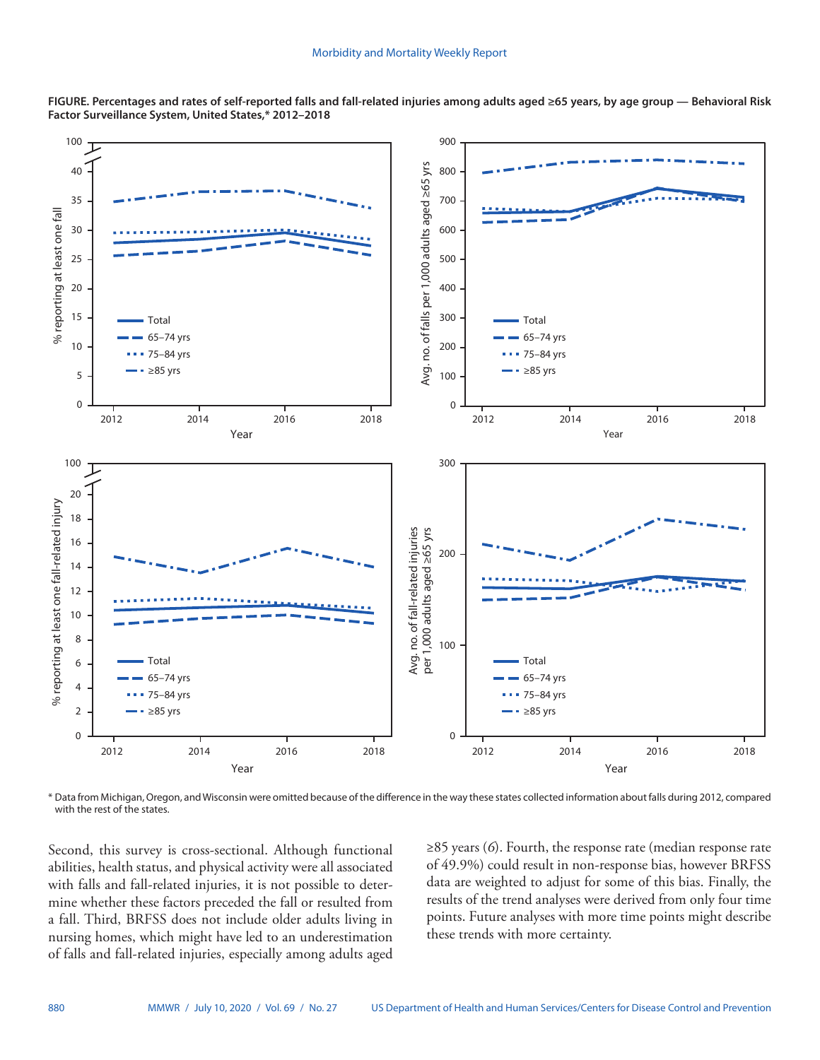**FIGURE. Percentages and rates of self-reported falls and fall-related injuries among adults aged ≥65 years, by age group — Behavioral Risk Factor Surveillance System, United States,* 2012–2018**

\* Data from Michigan, Oregon, and Wisconsin were omitted because of the difference in the way these states collected information about falls during 2012, compared with the rest of the states.

Second, this survey is cross-sectional. Although functional abilities, health status, and physical activity were all associated with falls and fall-related injuries, it is not possible to determine whether these factors preceded the fall or resulted from a fall. Third, BRFSS does not include older adults living in nursing homes, which might have led to an underestimation of falls and fall-related injuries, especially among adults aged ≥85 years (*6*). Fourth, the response rate (median response rate of 49.9%) could result in non-response bias, however BRFSS data are weighted to adjust for some of this bias. Finally, the results of the trend analyses were derived from only four time points. Future analyses with more time points might describe these trends with more certainty.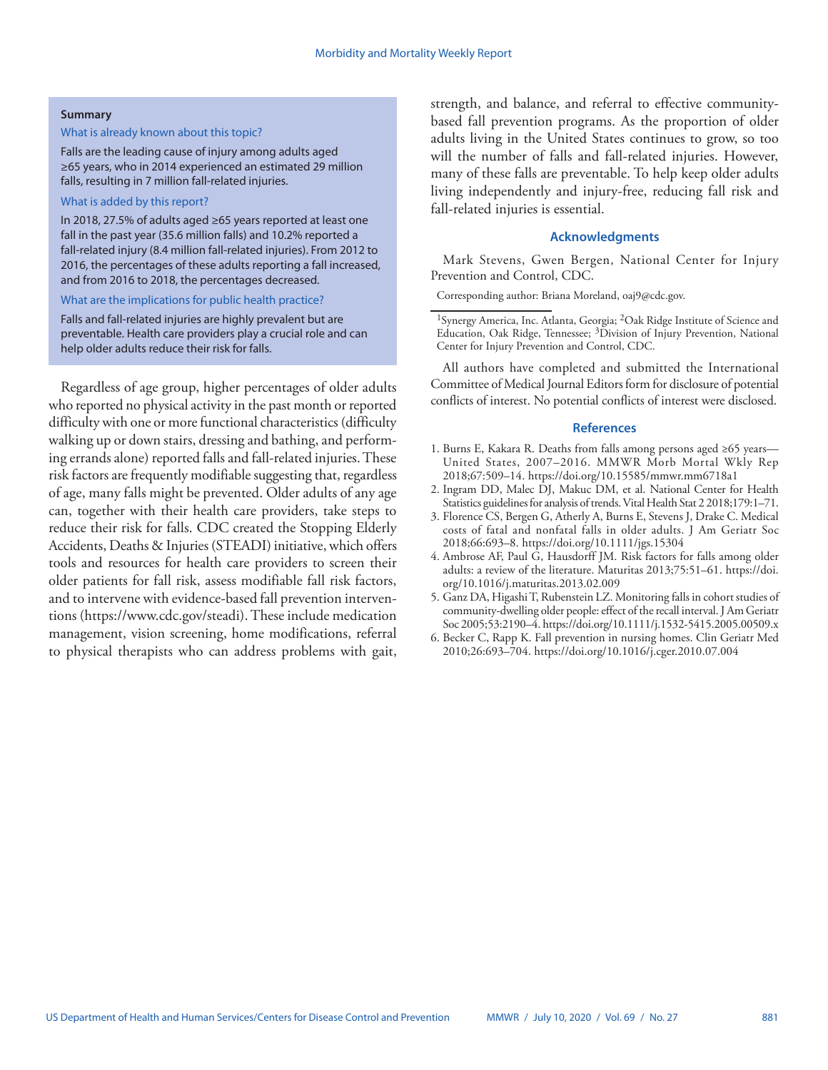**Summary**

What is already known about this topic?

Falls are the leading cause of injury among adults aged ≥65 years, who in 2014 experienced an estimated 29 million falls, resulting in 7 million fall-related injuries.

What is added by this report?

In 2018, 27.5% of adults aged ≥65 years reported at least one fall in the past year (35.6 million falls) and 10.2% reported a fall-related injury (8.4 million fall-related injuries). From 2012 to 2016, the percentages of these adults reporting a fall increased, and from 2016 to 2018, the percentages decreased.

What are the implications for public health practice?

Falls and fall-related injuries are highly prevalent but are preventable. Health care providers play a crucial role and can help older adults reduce their risk for falls.

Regardless of age group, higher percentages of older adults who reported no physical activity in the past month or reported difficulty with one or more functional characteristics (difficulty walking up or down stairs, dressing and bathing, and performing errands alone) reported falls and fall-related injuries. These risk factors are frequently modifiable suggesting that, regardless of age, many falls might be prevented. Older adults of any age can, together with their health care providers, take steps to reduce their risk for falls. CDC created the Stopping Elderly Accidents, Deaths & Injuries (STEADI) initiative, which offers tools and resources for health care providers to screen their older patients for fall risk, assess modifiable fall risk factors, and to intervene with evidence-based fall prevention interventions (https://www.cdc.gov/steadi). These include medication management, vision screening, home modifications, referral to physical therapists who can address problems with gait, strength, and balance, and referral to effective community-based fall prevention programs. As the proportion of older adults living in the United States continues to grow, so too will the number of falls and fall-related injuries. However, many of these falls are preventable. To help keep older adults living independently and injury-free, reducing fall risk and fall-related injuries is essential.

## Acknowledgments

Mark Stevens, Gwen Bergen, National Center for Injury Prevention and Control, CDC.

Corresponding author: Briana Moreland, oaj9@cdc.gov.

[1]Synergy America, Inc. Atlanta, Georgia; [2]Oak Ridge Institute of Science and Education, Oak Ridge, Tennessee; [3]Division of Injury Prevention, National Center for Injury Prevention and Control, CDC.

All authors have completed and submitted the International Committee of Medical Journal Editors form for disclosure of potential conflicts of interest. No potential conflicts of interest were disclosed.

## References

1. Burns E, Kakara R. Deaths from falls among persons aged ≥65 years—United States, 2007–2016. MMWR Morb Mortal Wkly Rep 2018;67:509–14. https://doi.org/10.15585/mmwr.mm6718a1
2. Ingram DD, Malec DJ, Makuc DM, et al. National Center for Health Statistics guidelines for analysis of trends. Vital Health Stat 2 2018;179:1–71.
3. Florence CS, Bergen G, Atherly A, Burns E, Stevens J, Drake C. Medical costs of fatal and nonfatal falls in older adults. J Am Geriatr Soc 2018;66:693–8. https://doi.org/10.1111/jgs.15304
4. Ambrose AF, Paul G, Hausdorff JM. Risk factors for falls among older adults: a review of the literature. Maturitas 2013;75:51–61. https://doi.org/10.1016/j.maturitas.2013.02.009
5. Ganz DA, Higashi T, Rubenstein LZ. Monitoring falls in cohort studies of community-dwelling older people: effect of the recall interval. J Am Geriatr Soc 2005;53:2190–4. https://doi.org/10.1111/j.1532-5415.2005.00509.x
6. Becker C, Rapp K. Fall prevention in nursing homes. Clin Geriatr Med 2010;26:693–704. https://doi.org/10.1016/j.cger.2010.07.004